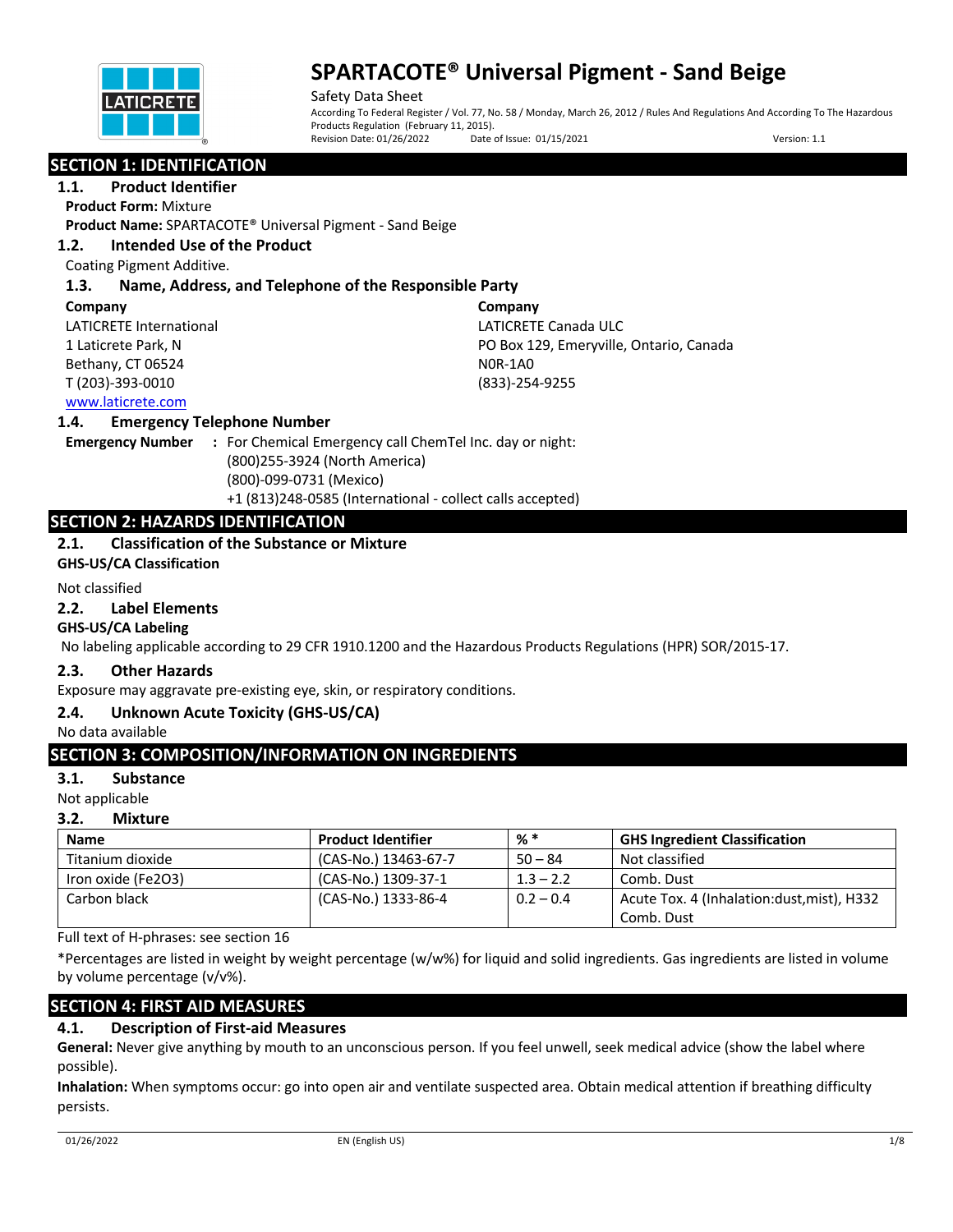# SPARTACOTE® Universal Pigment - Sand Beige

Safety Data Sheet

According To Federal Register / Vol. 77, No. 58 / Monday, March 26, 2012 / Rules And Regulations And According To The Hazardous Products Regulation (February 11, 2015).

Revision Date: 01/26/2022 Date of Issue: 01/15/2021 Version: 1.1

## SECTION 1: IDENTIFICATION

### 1.1. Product Identifier

**Product Form:** Mixture

**Product Name:** SPARTACOTE® Universal Pigment - Sand Beige

### 1.2. Intended Use of the Product

Coating Pigment Additive.

### 1.3. Name, Address, and Telephone of the Responsible Party

**Company**

LATICRETE International
1 Laticrete Park, N
Bethany, CT 06524
T (203)-393-0010
www.laticrete.com

**Company**

LATICRETE Canada ULC
PO Box 129, Emeryville, Ontario, Canada
N0R-1A0
(833)-254-9255

### 1.4. Emergency Telephone Number

**Emergency Number** : For Chemical Emergency call ChemTel Inc. day or night:
(800)255-3924 (North America)
(800)-099-0731 (Mexico)
+1 (813)248-0585 (International - collect calls accepted)

## SECTION 2: HAZARDS IDENTIFICATION

### 2.1. Classification of the Substance or Mixture

**GHS-US/CA Classification**

Not classified

### 2.2. Label Elements

**GHS-US/CA Labeling**

No labeling applicable according to 29 CFR 1910.1200 and the Hazardous Products Regulations (HPR) SOR/2015-17.

### 2.3. Other Hazards

Exposure may aggravate pre-existing eye, skin, or respiratory conditions.

### 2.4. Unknown Acute Toxicity (GHS-US/CA)

No data available

## SECTION 3: COMPOSITION/INFORMATION ON INGREDIENTS

### 3.1. Substance

Not applicable

### 3.2. Mixture

| Name | Product Identifier | % * | GHS Ingredient Classification |
|---|---|---|---|
| Titanium dioxide | (CAS-No.) 13463-67-7 | 50 – 84 | Not classified |
| Iron oxide ($Fe_2O_3$) | (CAS-No.) 1309-37-1 | 1.3 – 2.2 | Comb. Dust |
| Carbon black | (CAS-No.) 1333-86-4 | 0.2 – 0.4 | Acute Tox. 4 (Inhalation:dust,mist), H332<br>Comb. Dust |

Full text of H-phrases: see section 16

*Percentages are listed in weight by weight percentage (w/w%) for liquid and solid ingredients. Gas ingredients are listed in volume by volume percentage (v/v%).

## SECTION 4: FIRST AID MEASURES

### 4.1. Description of First-aid Measures

**General:** Never give anything by mouth to an unconscious person. If you feel unwell, seek medical advice (show the label where possible).

**Inhalation:** When symptoms occur: go into open air and ventilate suspected area. Obtain medical attention if breathing difficulty persists.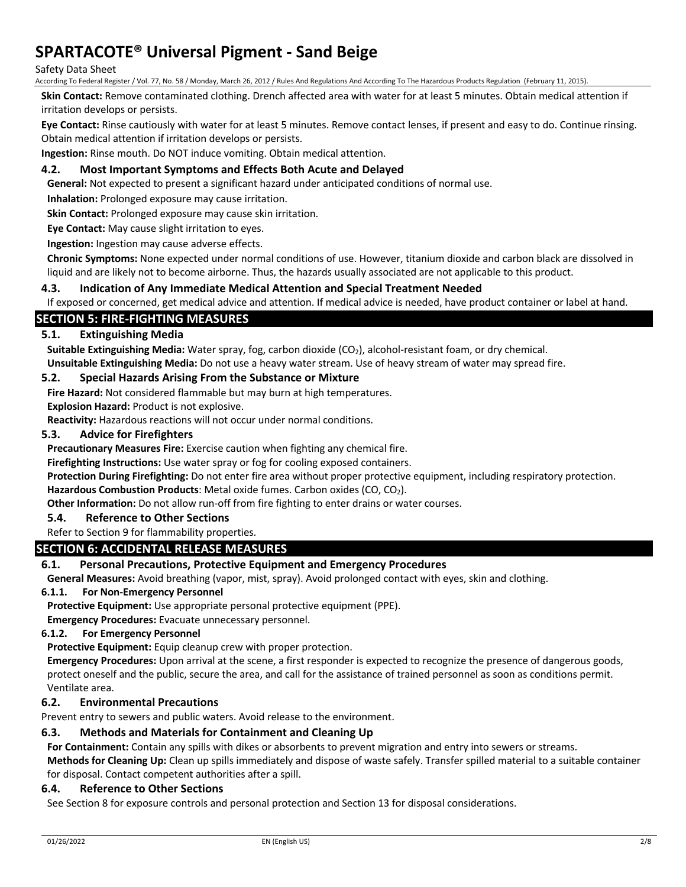**Skin Contact:** Remove contaminated clothing. Drench affected area with water for at least 5 minutes. Obtain medical attention if irritation develops or persists.

**Eye Contact:** Rinse cautiously with water for at least 5 minutes. Remove contact lenses, if present and easy to do. Continue rinsing. Obtain medical attention if irritation develops or persists.

**Ingestion:** Rinse mouth. Do NOT induce vomiting. Obtain medical attention.

### 4.2. Most Important Symptoms and Effects Both Acute and Delayed

**General:** Not expected to present a significant hazard under anticipated conditions of normal use.

**Inhalation:** Prolonged exposure may cause irritation.

**Skin Contact:** Prolonged exposure may cause skin irritation.

**Eye Contact:** May cause slight irritation to eyes.

**Ingestion:** Ingestion may cause adverse effects.

**Chronic Symptoms:** None expected under normal conditions of use. However, titanium dioxide and carbon black are dissolved in liquid and are likely not to become airborne. Thus, the hazards usually associated are not applicable to this product.

### 4.3. Indication of Any Immediate Medical Attention and Special Treatment Needed

If exposed or concerned, get medical advice and attention. If medical advice is needed, have product container or label at hand.

## SECTION 5: FIRE-FIGHTING MEASURES

### 5.1. Extinguishing Media

**Suitable Extinguishing Media:** Water spray, fog, carbon dioxide ($CO_2$), alcohol-resistant foam, or dry chemical.

**Unsuitable Extinguishing Media:** Do not use a heavy water stream. Use of heavy stream of water may spread fire.

### 5.2. Special Hazards Arising From the Substance or Mixture

**Fire Hazard:** Not considered flammable but may burn at high temperatures.

**Explosion Hazard:** Product is not explosive.

**Reactivity:** Hazardous reactions will not occur under normal conditions.

### 5.3. Advice for Firefighters

**Precautionary Measures Fire:** Exercise caution when fighting any chemical fire.

**Firefighting Instructions:** Use water spray or fog for cooling exposed containers.

**Protection During Firefighting:** Do not enter fire area without proper protective equipment, including respiratory protection.

**Hazardous Combustion Products**: Metal oxide fumes. Carbon oxides (CO, $CO_2$).

**Other Information:** Do not allow run-off from fire fighting to enter drains or water courses.

### 5.4. Reference to Other Sections

Refer to Section 9 for flammability properties.

## SECTION 6: ACCIDENTAL RELEASE MEASURES

### 6.1. Personal Precautions, Protective Equipment and Emergency Procedures

**General Measures:** Avoid breathing (vapor, mist, spray). Avoid prolonged contact with eyes, skin and clothing.

#### 6.1.1. For Non-Emergency Personnel

**Protective Equipment:** Use appropriate personal protective equipment (PPE).

**Emergency Procedures:** Evacuate unnecessary personnel.

#### 6.1.2. For Emergency Personnel

**Protective Equipment:** Equip cleanup crew with proper protection.

**Emergency Procedures:** Upon arrival at the scene, a first responder is expected to recognize the presence of dangerous goods, protect oneself and the public, secure the area, and call for the assistance of trained personnel as soon as conditions permit. Ventilate area.

### 6.2. Environmental Precautions

Prevent entry to sewers and public waters. Avoid release to the environment.

### 6.3. Methods and Materials for Containment and Cleaning Up

**For Containment:** Contain any spills with dikes or absorbents to prevent migration and entry into sewers or streams.

**Methods for Cleaning Up:** Clean up spills immediately and dispose of waste safely. Transfer spilled material to a suitable container for disposal. Contact competent authorities after a spill.

### 6.4. Reference to Other Sections

See Section 8 for exposure controls and personal protection and Section 13 for disposal considerations.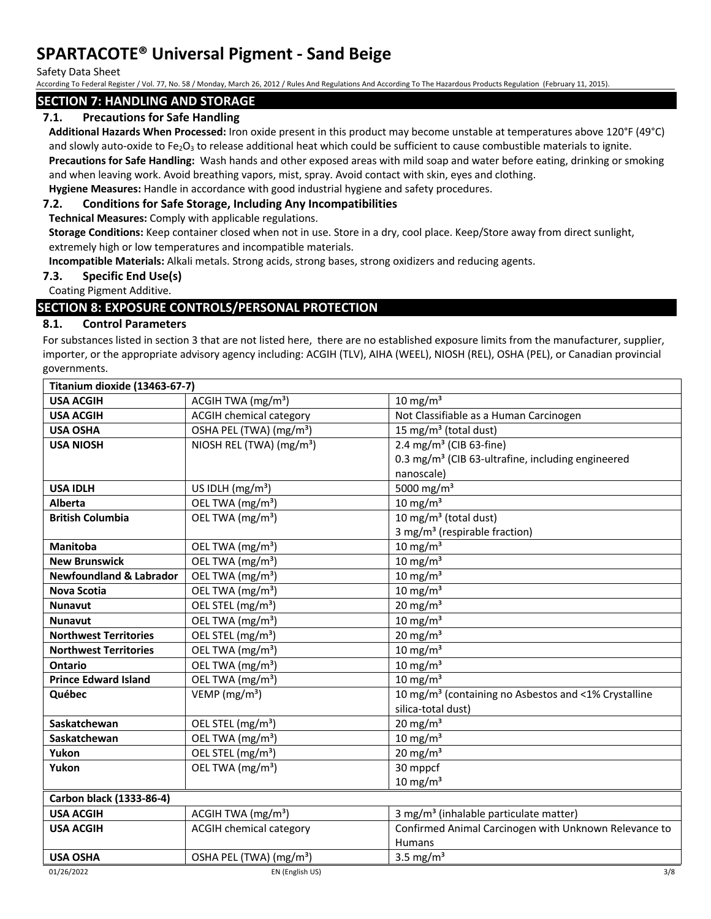## SECTION 7: HANDLING AND STORAGE

### 7.1. Precautions for Safe Handling

**Additional Hazards When Processed:** Iron oxide present in this product may become unstable at temperatures above 120°F (49°C) and slowly auto-oxide to $Fe_2O_3$ to release additional heat which could be sufficient to cause combustible materials to ignite.

**Precautions for Safe Handling:** Wash hands and other exposed areas with mild soap and water before eating, drinking or smoking and when leaving work. Avoid breathing vapors, mist, spray. Avoid contact with skin, eyes and clothing.

**Hygiene Measures:** Handle in accordance with good industrial hygiene and safety procedures.

### 7.2. Conditions for Safe Storage, Including Any Incompatibilities

**Technical Measures:** Comply with applicable regulations.

**Storage Conditions:** Keep container closed when not in use. Store in a dry, cool place. Keep/Store away from direct sunlight, extremely high or low temperatures and incompatible materials.

**Incompatible Materials:** Alkali metals. Strong acids, strong bases, strong oxidizers and reducing agents.

### 7.3. Specific End Use(s)

Coating Pigment Additive.

## SECTION 8: EXPOSURE CONTROLS/PERSONAL PROTECTION

### 8.1. Control Parameters

For substances listed in section 3 that are not listed here, there are no established exposure limits from the manufacturer, supplier, importer, or the appropriate advisory agency including: ACGIH (TLV), AIHA (WEEL), NIOSH (REL), OSHA (PEL), or Canadian provincial governments.

| **Titanium dioxide (13463-67-7)** | | |
|---|---|---|
| **USA ACGIH** | ACGIH TWA (mg/m³) | 10 mg/m³ |
| **USA ACGIH** | ACGIH chemical category | Not Classifiable as a Human Carcinogen |
| **USA OSHA** | OSHA PEL (TWA) (mg/m³) | 15 mg/m³ (total dust) |
| **USA NIOSH** | NIOSH REL (TWA) (mg/m³) | 2.4 mg/m³ (CIB 63-fine)<br>0.3 mg/m³ (CIB 63-ultrafine, including engineered nanoscale) |
| **USA IDLH** | US IDLH (mg/m³) | 5000 mg/m³ |
| **Alberta** | OEL TWA (mg/m³) | 10 mg/m³ |
| **British Columbia** | OEL TWA (mg/m³) | 10 mg/m³ (total dust)<br>3 mg/m³ (respirable fraction) |
| **Manitoba** | OEL TWA (mg/m³) | 10 mg/m³ |
| **New Brunswick** | OEL TWA (mg/m³) | 10 mg/m³ |
| **Newfoundland & Labrador** | OEL TWA (mg/m³) | 10 mg/m³ |
| **Nova Scotia** | OEL TWA (mg/m³) | 10 mg/m³ |
| **Nunavut** | OEL STEL (mg/m³) | 20 mg/m³ |
| **Nunavut** | OEL TWA (mg/m³) | 10 mg/m³ |
| **Northwest Territories** | OEL STEL (mg/m³) | 20 mg/m³ |
| **Northwest Territories** | OEL TWA (mg/m³) | 10 mg/m³ |
| **Ontario** | OEL TWA (mg/m³) | 10 mg/m³ |
| **Prince Edward Island** | OEL TWA (mg/m³) | 10 mg/m³ |
| **Québec** | VEMP (mg/m³) | 10 mg/m³ (containing no Asbestos and <1% Crystalline silica-total dust) |
| **Saskatchewan** | OEL STEL (mg/m³) | 20 mg/m³ |
| **Saskatchewan** | OEL TWA (mg/m³) | 10 mg/m³ |
| **Yukon** | OEL STEL (mg/m³) | 20 mg/m³ |
| **Yukon** | OEL TWA (mg/m³) | 30 mppcf<br>10 mg/m³ |
| **Carbon black (1333-86-4)** | | |
| **USA ACGIH** | ACGIH TWA (mg/m³) | 3 mg/m³ (inhalable particulate matter) |
| **USA ACGIH** | ACGIH chemical category | Confirmed Animal Carcinogen with Unknown Relevance to Humans |
| **USA OSHA** | OSHA PEL (TWA) (mg/m³) | 3.5 mg/m³ |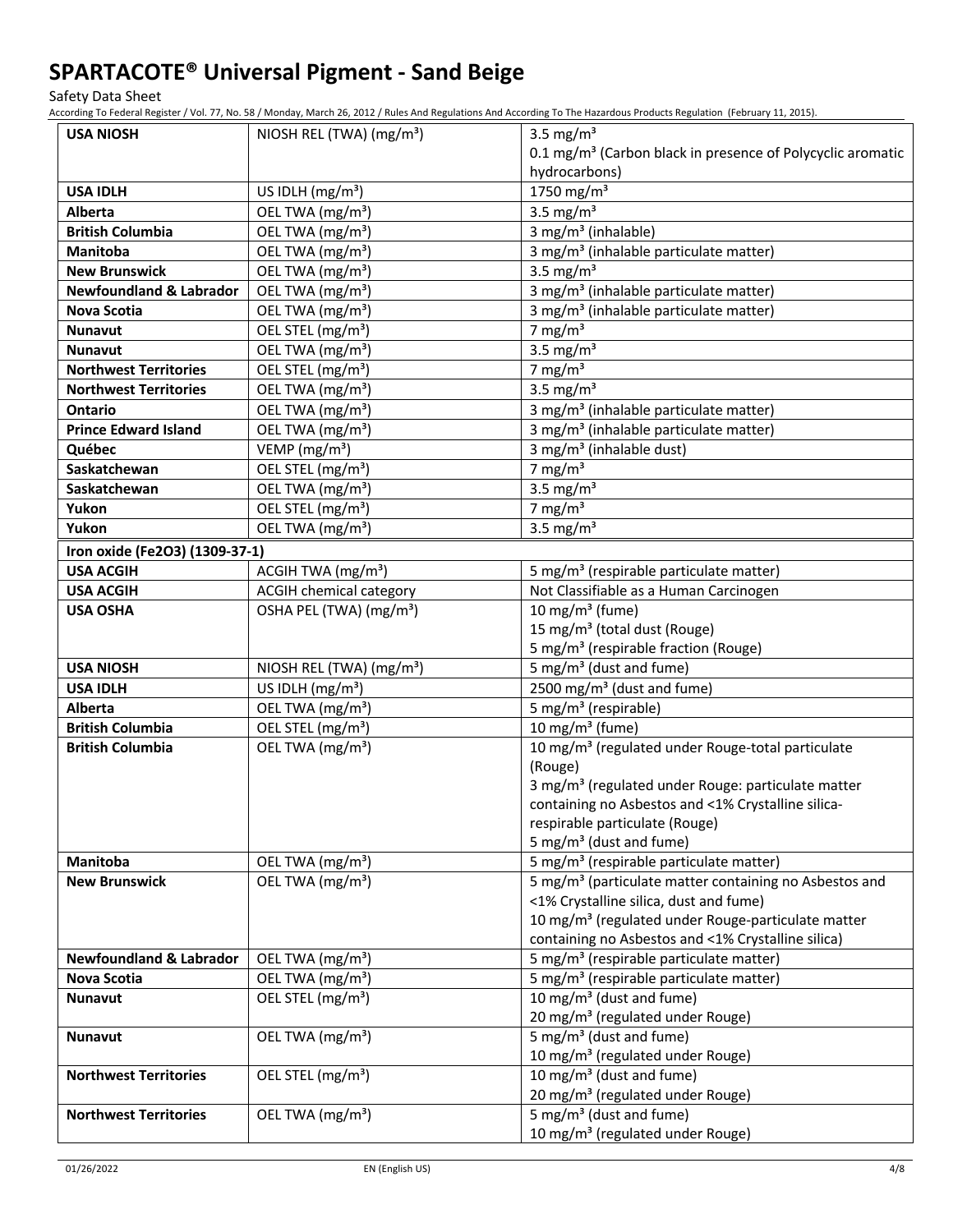| | | |
|---|---|---|
| **USA NIOSH** | NIOSH REL (TWA) (mg/m³) | 3.5 mg/m³<br>0.1 mg/m³ (Carbon black in presence of Polycyclic aromatic hydrocarbons) |
| **USA IDLH** | US IDLH (mg/m³) | 1750 mg/m³ |
| **Alberta** | OEL TWA (mg/m³) | 3.5 mg/m³ |
| **British Columbia** | OEL TWA (mg/m³) | 3 mg/m³ (inhalable) |
| **Manitoba** | OEL TWA (mg/m³) | 3 mg/m³ (inhalable particulate matter) |
| **New Brunswick** | OEL TWA (mg/m³) | 3.5 mg/m³ |
| **Newfoundland & Labrador** | OEL TWA (mg/m³) | 3 mg/m³ (inhalable particulate matter) |
| **Nova Scotia** | OEL TWA (mg/m³) | 3 mg/m³ (inhalable particulate matter) |
| **Nunavut** | OEL STEL (mg/m³) | 7 mg/m³ |
| **Nunavut** | OEL TWA (mg/m³) | 3.5 mg/m³ |
| **Northwest Territories** | OEL STEL (mg/m³) | 7 mg/m³ |
| **Northwest Territories** | OEL TWA (mg/m³) | 3.5 mg/m³ |
| **Ontario** | OEL TWA (mg/m³) | 3 mg/m³ (inhalable particulate matter) |
| **Prince Edward Island** | OEL TWA (mg/m³) | 3 mg/m³ (inhalable particulate matter) |
| **Québec** | VEMP (mg/m³) | 3 mg/m³ (inhalable dust) |
| **Saskatchewan** | OEL STEL (mg/m³) | 7 mg/m³ |
| **Saskatchewan** | OEL TWA (mg/m³) | 3.5 mg/m³ |
| **Yukon** | OEL STEL (mg/m³) | 7 mg/m³ |
| **Yukon** | OEL TWA (mg/m³) | 3.5 mg/m³ |
| **Iron oxide ($Fe_2O_3$) (1309-37-1)** | | |
| **USA ACGIH** | ACGIH TWA (mg/m³) | 5 mg/m³ (respirable particulate matter) |
| **USA ACGIH** | ACGIH chemical category | Not Classifiable as a Human Carcinogen |
| **USA OSHA** | OSHA PEL (TWA) (mg/m³) | 10 mg/m³ (fume)<br>15 mg/m³ (total dust (Rouge)<br>5 mg/m³ (respirable fraction (Rouge) |
| **USA NIOSH** | NIOSH REL (TWA) (mg/m³) | 5 mg/m³ (dust and fume) |
| **USA IDLH** | US IDLH (mg/m³) | 2500 mg/m³ (dust and fume) |
| **Alberta** | OEL TWA (mg/m³) | 5 mg/m³ (respirable) |
| **British Columbia** | OEL STEL (mg/m³) | 10 mg/m³ (fume) |
| **British Columbia** | OEL TWA (mg/m³) | 10 mg/m³ (regulated under Rouge-total particulate (Rouge)<br>3 mg/m³ (regulated under Rouge: particulate matter containing no Asbestos and <1% Crystalline silica-respirable particulate (Rouge)<br>5 mg/m³ (dust and fume) |
| **Manitoba** | OEL TWA (mg/m³) | 5 mg/m³ (respirable particulate matter) |
| **New Brunswick** | OEL TWA (mg/m³) | 5 mg/m³ (particulate matter containing no Asbestos and <1% Crystalline silica, dust and fume)<br>10 mg/m³ (regulated under Rouge-particulate matter containing no Asbestos and <1% Crystalline silica) |
| **Newfoundland & Labrador** | OEL TWA (mg/m³) | 5 mg/m³ (respirable particulate matter) |
| **Nova Scotia** | OEL TWA (mg/m³) | 5 mg/m³ (respirable particulate matter) |
| **Nunavut** | OEL STEL (mg/m³) | 10 mg/m³ (dust and fume)<br>20 mg/m³ (regulated under Rouge) |
| **Nunavut** | OEL TWA (mg/m³) | 5 mg/m³ (dust and fume)<br>10 mg/m³ (regulated under Rouge) |
| **Northwest Territories** | OEL STEL (mg/m³) | 10 mg/m³ (dust and fume)<br>20 mg/m³ (regulated under Rouge) |
| **Northwest Territories** | OEL TWA (mg/m³) | 5 mg/m³ (dust and fume)<br>10 mg/m³ (regulated under Rouge) |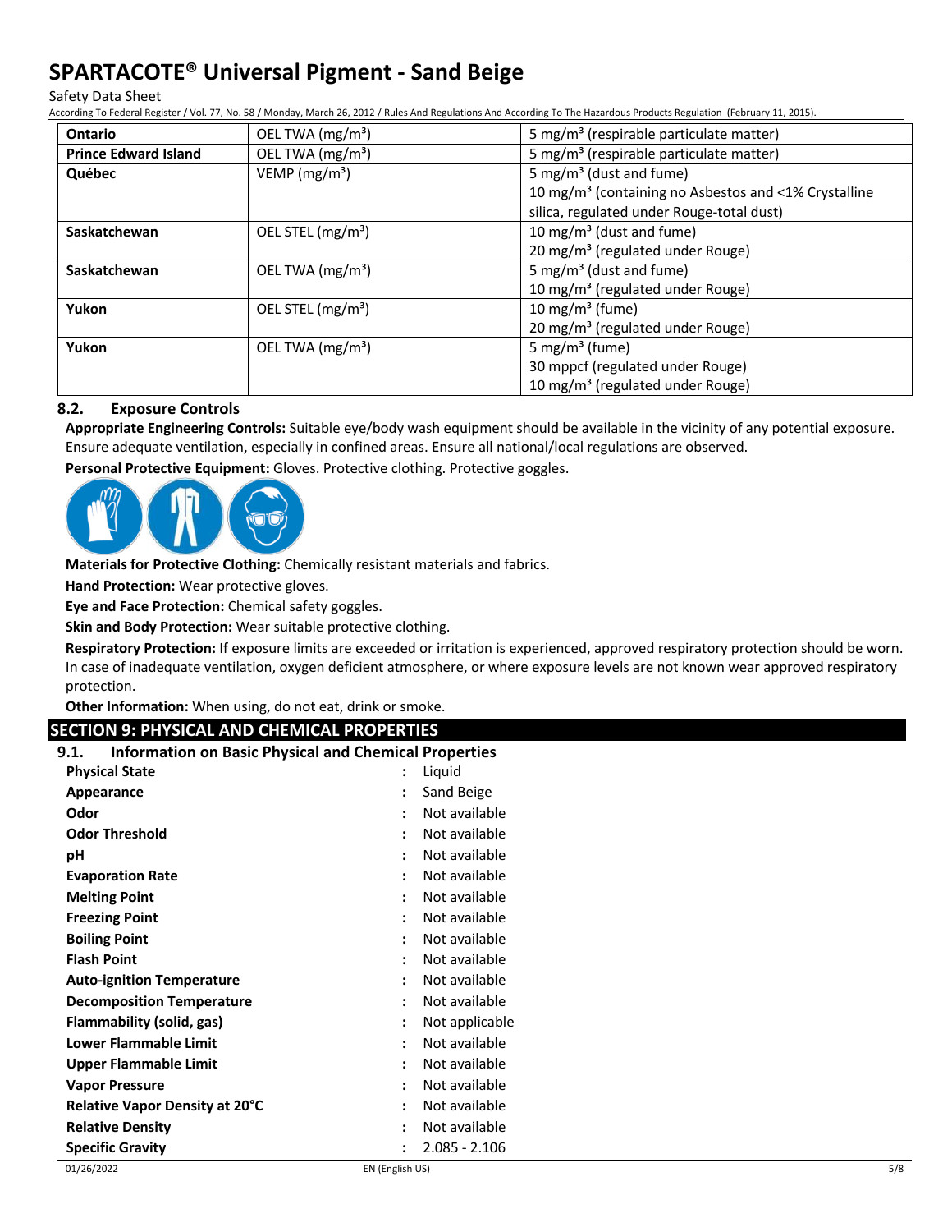| Ontario | OEL TWA (mg/m³) | 5 mg/m³ (respirable particulate matter) |
|---|---|---|
| Prince Edward Island | OEL TWA (mg/m³) | 5 mg/m³ (respirable particulate matter) |
| Québec | VEMP (mg/m³) | 5 mg/m³ (dust and fume)<br>10 mg/m³ (containing no Asbestos and <1% Crystalline silica, regulated under Rouge-total dust) |
| Saskatchewan | OEL STEL (mg/m³) | 10 mg/m³ (dust and fume)<br>20 mg/m³ (regulated under Rouge) |
| Saskatchewan | OEL TWA (mg/m³) | 5 mg/m³ (dust and fume)<br>10 mg/m³ (regulated under Rouge) |
| Yukon | OEL STEL (mg/m³) | 10 mg/m³ (fume)<br>20 mg/m³ (regulated under Rouge) |
| Yukon | OEL TWA (mg/m³) | 5 mg/m³ (fume)<br>30 mppcf (regulated under Rouge)<br>10 mg/m³ (regulated under Rouge) |

### 8.2. Exposure Controls

**Appropriate Engineering Controls:** Suitable eye/body wash equipment should be available in the vicinity of any potential exposure. Ensure adequate ventilation, especially in confined areas. Ensure all national/local regulations are observed.

**Personal Protective Equipment:** Gloves. Protective clothing. Protective goggles.

**Materials for Protective Clothing:** Chemically resistant materials and fabrics.

**Hand Protection:** Wear protective gloves.

**Eye and Face Protection:** Chemical safety goggles.

**Skin and Body Protection:** Wear suitable protective clothing.

**Respiratory Protection:** If exposure limits are exceeded or irritation is experienced, approved respiratory protection should be worn. In case of inadequate ventilation, oxygen deficient atmosphere, or where exposure levels are not known wear approved respiratory protection.

**Other Information:** When using, do not eat, drink or smoke.

## SECTION 9: PHYSICAL AND CHEMICAL PROPERTIES

### 9.1. Information on Basic Physical and Chemical Properties

| | | |
|---|---|---|
| **Physical State** | : | Liquid |
| **Appearance** | : | Sand Beige |
| **Odor** | : | Not available |
| **Odor Threshold** | : | Not available |
| **pH** | : | Not available |
| **Evaporation Rate** | : | Not available |
| **Melting Point** | : | Not available |
| **Freezing Point** | : | Not available |
| **Boiling Point** | : | Not available |
| **Flash Point** | : | Not available |
| **Auto-ignition Temperature** | : | Not available |
| **Decomposition Temperature** | : | Not available |
| **Flammability (solid, gas)** | : | Not applicable |
| **Lower Flammable Limit** | : | Not available |
| **Upper Flammable Limit** | : | Not available |
| **Vapor Pressure** | : | Not available |
| **Relative Vapor Density at 20°C** | : | Not available |
| **Relative Density** | : | Not available |
| **Specific Gravity** | : | 2.085 - 2.106 |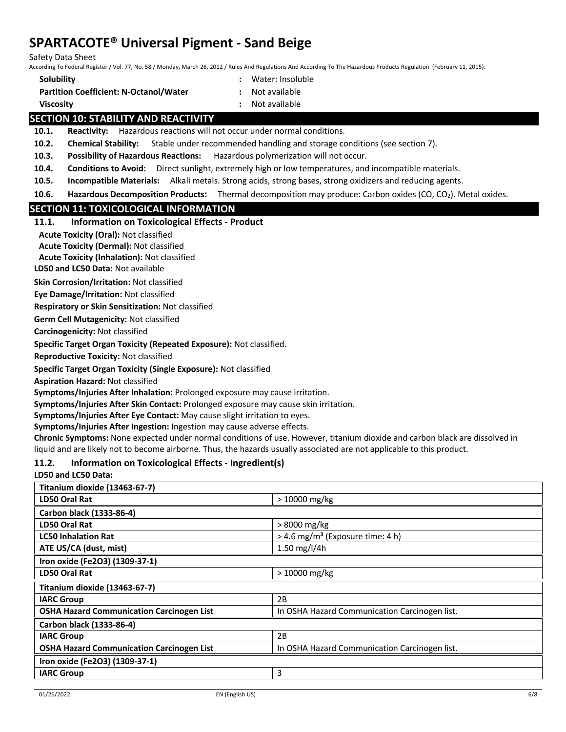| | | |
|---|---|---|
| **Solubility** | : | Water: Insoluble |
| **Partition Coefficient: N-Octanol/Water** | : | Not available |
| **Viscosity** | : | Not available |

## SECTION 10: STABILITY AND REACTIVITY

**10.1. Reactivity:** Hazardous reactions will not occur under normal conditions.

**10.2. Chemical Stability:** Stable under recommended handling and storage conditions (see section 7).

**10.3. Possibility of Hazardous Reactions:** Hazardous polymerization will not occur.

**10.4. Conditions to Avoid:** Direct sunlight, extremely high or low temperatures, and incompatible materials.

**10.5. Incompatible Materials:** Alkali metals. Strong acids, strong bases, strong oxidizers and reducing agents.

**10.6. Hazardous Decomposition Products:** Thermal decomposition may produce: Carbon oxides (CO, $CO_2$). Metal oxides.

## SECTION 11: TOXICOLOGICAL INFORMATION

### 11.1. Information on Toxicological Effects - Product

**Acute Toxicity (Oral):** Not classified

**Acute Toxicity (Dermal):** Not classified

**Acute Toxicity (Inhalation):** Not classified

**LD50 and LC50 Data:** Not available

**Skin Corrosion/Irritation:** Not classified

**Eye Damage/Irritation:** Not classified

**Respiratory or Skin Sensitization:** Not classified

**Germ Cell Mutagenicity:** Not classified

**Carcinogenicity:** Not classified

**Specific Target Organ Toxicity (Repeated Exposure):** Not classified.

**Reproductive Toxicity:** Not classified

**Specific Target Organ Toxicity (Single Exposure):** Not classified

**Aspiration Hazard:** Not classified

**Symptoms/Injuries After Inhalation:** Prolonged exposure may cause irritation.

**Symptoms/Injuries After Skin Contact:** Prolonged exposure may cause skin irritation.

**Symptoms/Injuries After Eye Contact:** May cause slight irritation to eyes.

**Symptoms/Injuries After Ingestion:** Ingestion may cause adverse effects.

**Chronic Symptoms:** None expected under normal conditions of use. However, titanium dioxide and carbon black are dissolved in liquid and are likely not to become airborne. Thus, the hazards usually associated are not applicable to this product.

### 11.2. Information on Toxicological Effects - Ingredient(s)

**LD50 and LC50 Data:**

| **Titanium dioxide (13463-67-7)** | |
|---|---|
| **LD50 Oral Rat** | > 10000 mg/kg |
| **Carbon black (1333-86-4)** | |
| **LD50 Oral Rat** | > 8000 mg/kg |
| **LC50 Inhalation Rat** | > 4.6 mg/m³ (Exposure time: 4 h) |
| **ATE US/CA (dust, mist)** | 1.50 mg/l/4h |
| **Iron oxide (Fe2O3) (1309-37-1)** | |
| **LD50 Oral Rat** | > 10000 mg/kg |

| **Titanium dioxide (13463-67-7)** | |
|---|---|
| **IARC Group** | 2B |
| **OSHA Hazard Communication Carcinogen List** | In OSHA Hazard Communication Carcinogen list. |
| **Carbon black (1333-86-4)** | |
| **IARC Group** | 2B |
| **OSHA Hazard Communication Carcinogen List** | In OSHA Hazard Communication Carcinogen list. |
| **Iron oxide (Fe2O3) (1309-37-1)** | |
| **IARC Group** | 3 |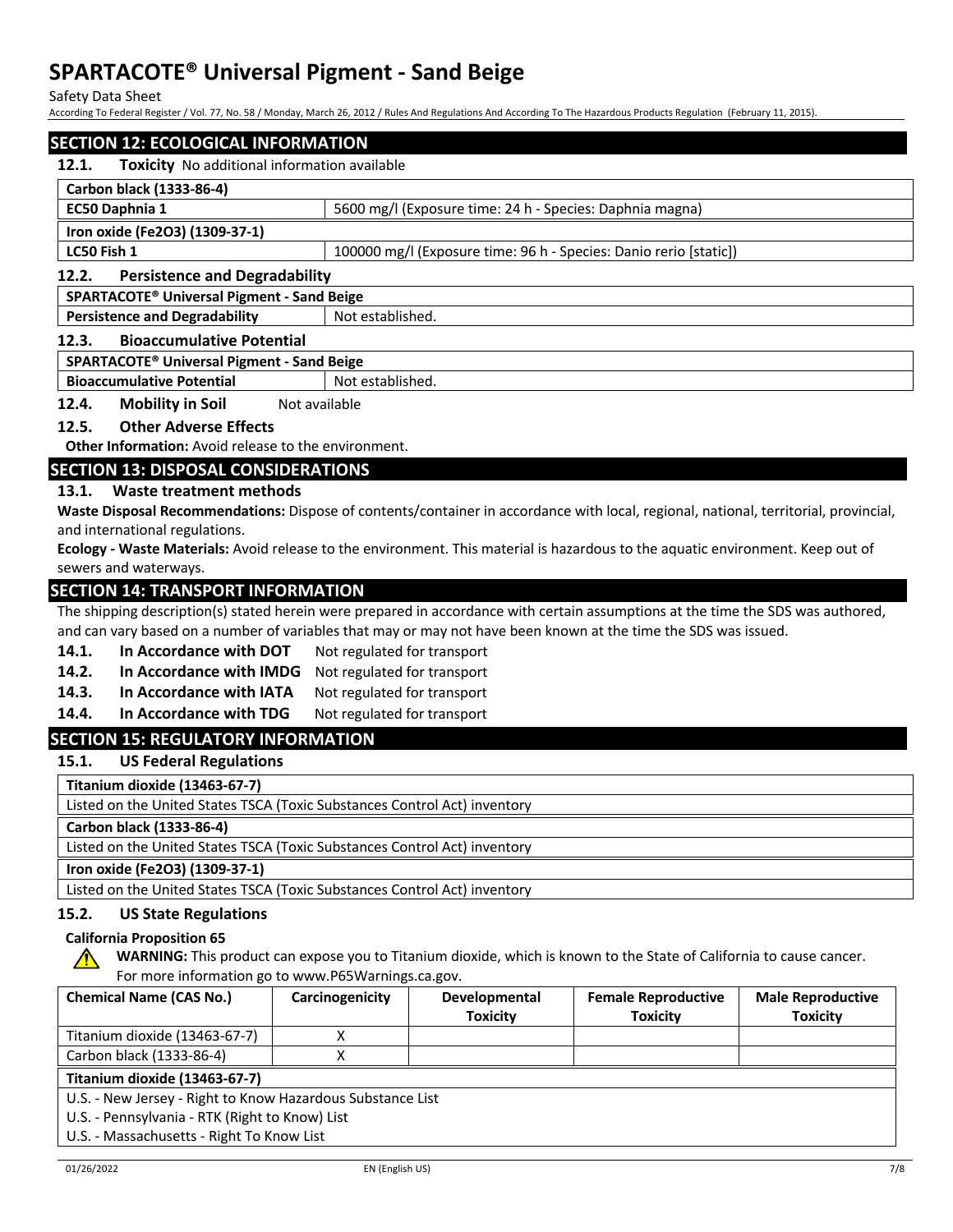## SECTION 12: ECOLOGICAL INFORMATION

**12.1. Toxicity** No additional information available

| Carbon black (1333-86-4) | |
|---|---|
| **EC50 Daphnia 1** | 5600 mg/l (Exposure time: 24 h - Species: Daphnia magna) |
| **Iron oxide ($Fe_2O_3$) (1309-37-1)** | |
| **LC50 Fish 1** | 100000 mg/l (Exposure time: 96 h - Species: Danio rerio [static]) |

**12.2. Persistence and Degradability**

| SPARTACOTE® Universal Pigment - Sand Beige | |
|---|---|
| **Persistence and Degradability** | Not established. |

**12.3. Bioaccumulative Potential**

| SPARTACOTE® Universal Pigment - Sand Beige | |
|---|---|
| **Bioaccumulative Potential** | Not established. |

**12.4. Mobility in Soil** Not available

**12.5. Other Adverse Effects**

**Other Information:** Avoid release to the environment.

## SECTION 13: DISPOSAL CONSIDERATIONS

**13.1. Waste treatment methods**

**Waste Disposal Recommendations:** Dispose of contents/container in accordance with local, regional, national, territorial, provincial, and international regulations.

**Ecology - Waste Materials:** Avoid release to the environment. This material is hazardous to the aquatic environment. Keep out of sewers and waterways.

## SECTION 14: TRANSPORT INFORMATION

The shipping description(s) stated herein were prepared in accordance with certain assumptions at the time the SDS was authored, and can vary based on a number of variables that may or may not have been known at the time the SDS was issued.

**14.1. In Accordance with DOT** Not regulated for transport

**14.2. In Accordance with IMDG** Not regulated for transport

**14.3. In Accordance with IATA** Not regulated for transport

**14.4. In Accordance with TDG** Not regulated for transport

## SECTION 15: REGULATORY INFORMATION

**15.1. US Federal Regulations**

| Titanium dioxide (13463-67-7) |
|---|
| Listed on the United States TSCA (Toxic Substances Control Act) inventory |
| **Carbon black (1333-86-4)** |
| Listed on the United States TSCA (Toxic Substances Control Act) inventory |
| **Iron oxide ($Fe_2O_3$) (1309-37-1)** |
| Listed on the United States TSCA (Toxic Substances Control Act) inventory |

**15.2. US State Regulations**

**California Proposition 65**

**WARNING:** This product can expose you to Titanium dioxide, which is known to the State of California to cause cancer. For more information go to www.P65Warnings.ca.gov.

| Chemical Name (CAS No.) | Carcinogenicity | Developmental Toxicity | Female Reproductive Toxicity | Male Reproductive Toxicity |
|---|---|---|---|---|
| Titanium dioxide (13463-67-7) | X | | | |
| Carbon black (1333-86-4) | X | | | |

| Titanium dioxide (13463-67-7) |
|---|
| U.S. - New Jersey - Right to Know Hazardous Substance List |
| U.S. - Pennsylvania - RTK (Right to Know) List |
| U.S. - Massachusetts - Right To Know List |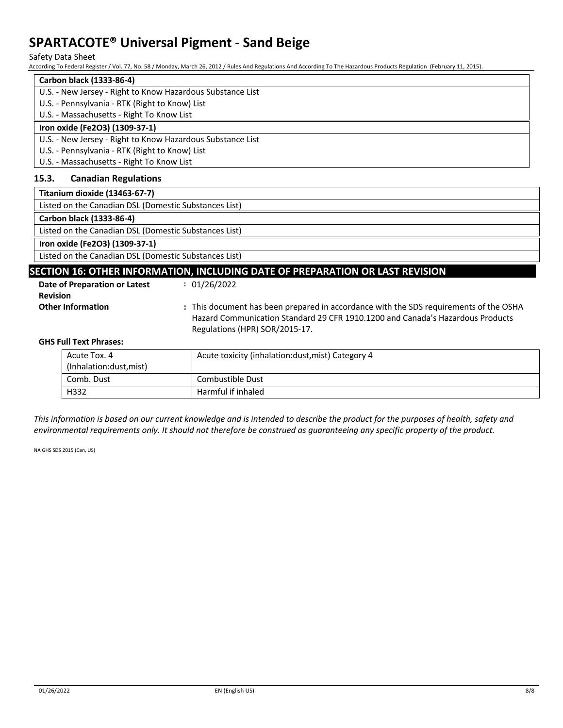| Carbon black (1333-86-4) |
|---|
| U.S. - New Jersey - Right to Know Hazardous Substance List |
| U.S. - Pennsylvania - RTK (Right to Know) List |
| U.S. - Massachusetts - Right To Know List |

| Iron oxide (Fe2O3) (1309-37-1) |
|---|
| U.S. - New Jersey - Right to Know Hazardous Substance List |
| U.S. - Pennsylvania - RTK (Right to Know) List |
| U.S. - Massachusetts - Right To Know List |

### 15.3. Canadian Regulations

| Titanium dioxide (13463-67-7) |
|---|
| Listed on the Canadian DSL (Domestic Substances List) |

| Carbon black (1333-86-4) |
|---|
| Listed on the Canadian DSL (Domestic Substances List) |

| Iron oxide (Fe2O3) (1309-37-1) |
|---|
| Listed on the Canadian DSL (Domestic Substances List) |

## SECTION 16: OTHER INFORMATION, INCLUDING DATE OF PREPARATION OR LAST REVISION

**Date of Preparation or Latest Revision** : 01/26/2022

**Other Information** : This document has been prepared in accordance with the SDS requirements of the OSHA Hazard Communication Standard 29 CFR 1910.1200 and Canada's Hazardous Products Regulations (HPR) SOR/2015-17.

**GHS Full Text Phrases:**

| | |
|---|---|
| Acute Tox. 4 (Inhalation:dust,mist) | Acute toxicity (inhalation:dust,mist) Category 4 |
| Comb. Dust | Combustible Dust |
| H332 | Harmful if inhaled |

*This information is based on our current knowledge and is intended to describe the product for the purposes of health, safety and environmental requirements only. It should not therefore be construed as guaranteeing any specific property of the product.*

NA GHS SDS 2015 (Can, US)